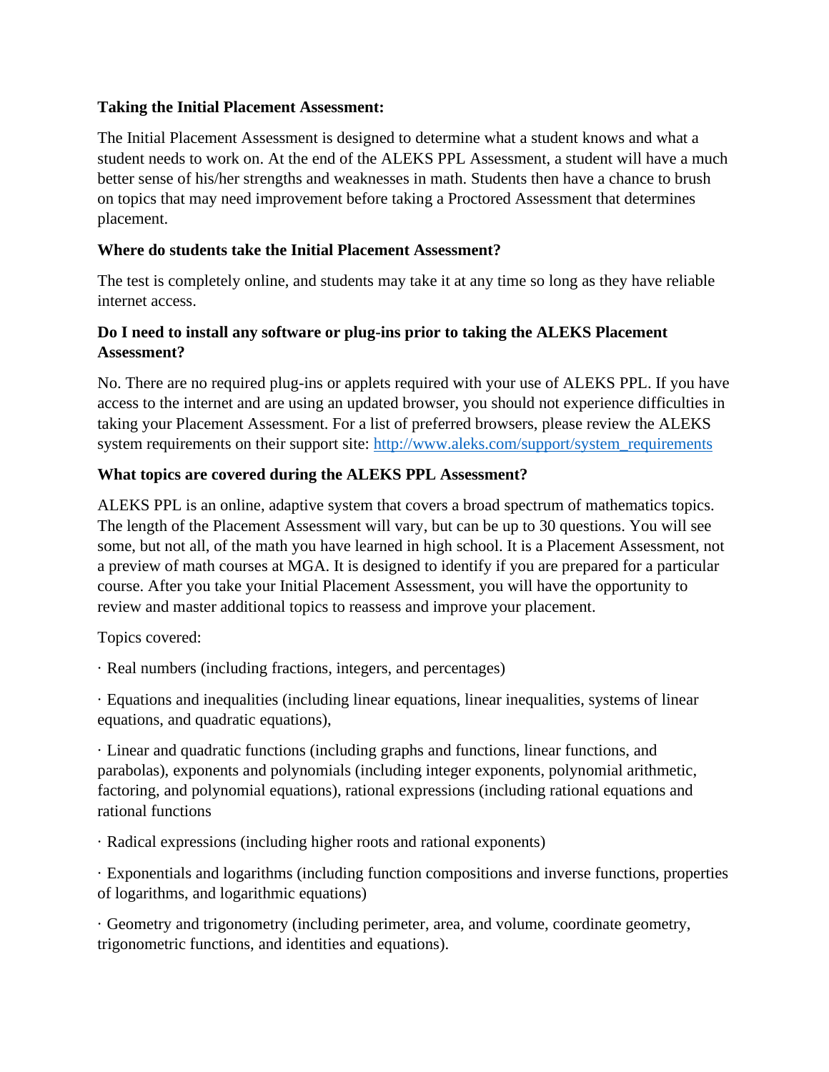**Taking the Initial Placement Assessment:**

The Initial Placement Assessment is designed to determine what a student knows and what a student needs to work on. At the end of the ALEKS PPL Assessment, a student will have a much better sense of his/her strengths and weaknesses in math. Students then have a chance to brush on topics that may need improvement before taking a Proctored Assessment that determines placement.

**Where do students take the Initial Placement Assessment?**

The test is completely online, and students may take it at any time so long as they have reliable internet access.

**Do I need to install any software or plug-ins prior to taking the ALEKS Placement Assessment?**

No. There are no required plug-ins or applets required with your use of ALEKS PPL. If you have access to the internet and are using an updated browser, you should not experience difficulties in taking your Placement Assessment. For a list of preferred browsers, please review the ALEKS system requirements on their support site: [http://www.aleks.com/support/system_requirements](http://www.aleks.com/support/system_requirements)

**What topics are covered during the ALEKS PPL Assessment?**

ALEKS PPL is an online, adaptive system that covers a broad spectrum of mathematics topics. The length of the Placement Assessment will vary, but can be up to 30 questions. You will see some, but not all, of the math you have learned in high school. It is a Placement Assessment, not a preview of math courses at MGA. It is designed to identify if you are prepared for a particular course. After you take your Initial Placement Assessment, you will have the opportunity to review and master additional topics to reassess and improve your placement.

Topics covered:

· Real numbers (including fractions, integers, and percentages)

· Equations and inequalities (including linear equations, linear inequalities, systems of linear equations, and quadratic equations),

· Linear and quadratic functions (including graphs and functions, linear functions, and parabolas), exponents and polynomials (including integer exponents, polynomial arithmetic, factoring, and polynomial equations), rational expressions (including rational equations and rational functions

· Radical expressions (including higher roots and rational exponents)

· Exponentials and logarithms (including function compositions and inverse functions, properties of logarithms, and logarithmic equations)

· Geometry and trigonometry (including perimeter, area, and volume, coordinate geometry, trigonometric functions, and identities and equations).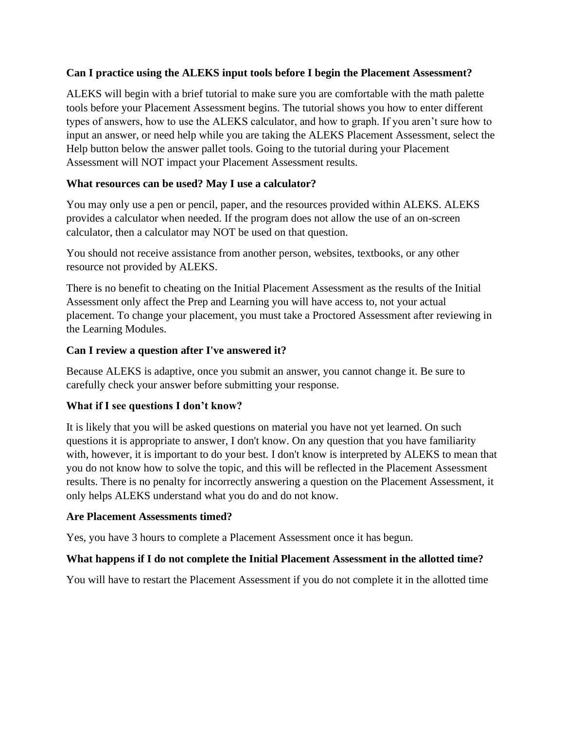**Can I practice using the ALEKS input tools before I begin the Placement Assessment?**

ALEKS will begin with a brief tutorial to make sure you are comfortable with the math palette tools before your Placement Assessment begins. The tutorial shows you how to enter different types of answers, how to use the ALEKS calculator, and how to graph. If you aren't sure how to input an answer, or need help while you are taking the ALEKS Placement Assessment, select the Help button below the answer pallet tools. Going to the tutorial during your Placement Assessment will NOT impact your Placement Assessment results.

**What resources can be used? May I use a calculator?**

You may only use a pen or pencil, paper, and the resources provided within ALEKS. ALEKS provides a calculator when needed. If the program does not allow the use of an on-screen calculator, then a calculator may NOT be used on that question.

You should not receive assistance from another person, websites, textbooks, or any other resource not provided by ALEKS.

There is no benefit to cheating on the Initial Placement Assessment as the results of the Initial Assessment only affect the Prep and Learning you will have access to, not your actual placement. To change your placement, you must take a Proctored Assessment after reviewing in the Learning Modules.

**Can I review a question after I've answered it?**

Because ALEKS is adaptive, once you submit an answer, you cannot change it. Be sure to carefully check your answer before submitting your response.

**What if I see questions I don't know?**

It is likely that you will be asked questions on material you have not yet learned. On such questions it is appropriate to answer, I don't know. On any question that you have familiarity with, however, it is important to do your best. I don't know is interpreted by ALEKS to mean that you do not know how to solve the topic, and this will be reflected in the Placement Assessment results. There is no penalty for incorrectly answering a question on the Placement Assessment, it only helps ALEKS understand what you do and do not know.

**Are Placement Assessments timed?**

Yes, you have 3 hours to complete a Placement Assessment once it has begun.

**What happens if I do not complete the Initial Placement Assessment in the allotted time?**

You will have to restart the Placement Assessment if you do not complete it in the allotted time